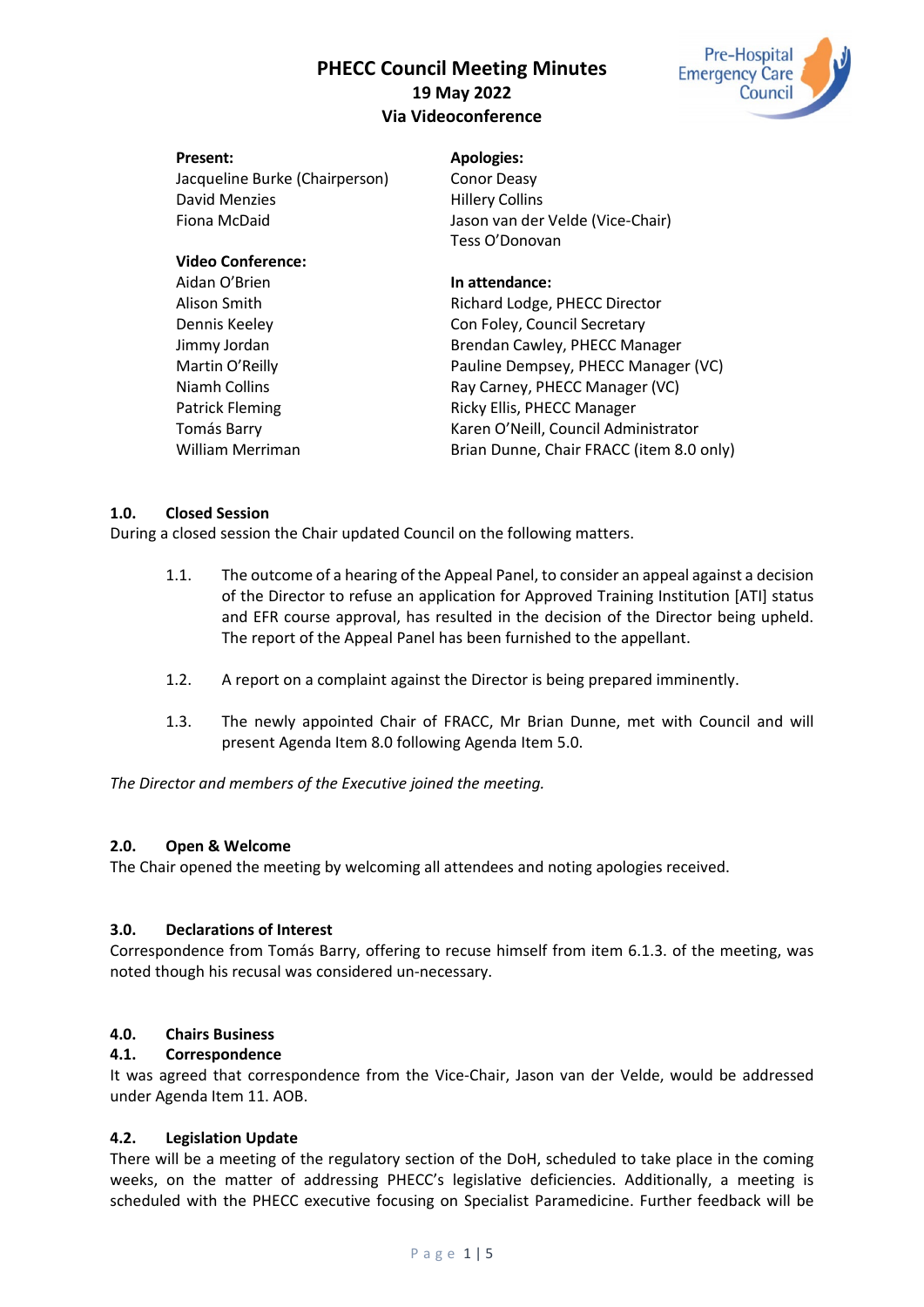# PHECC Council Meeting Minutes
## 19 May 2022
## Via Videoconference

**Present:**
Jacqueline Burke (Chairperson)
David Menzies
Fiona McDaid

**Video Conference:**
Aidan O'Brien
Alison Smith
Dennis Keeley
Jimmy Jordan
Martin O'Reilly
Niamh Collins
Patrick Fleming
Tomás Barry
William Merriman

**Apologies:**
Conor Deasy
Hillery Collins
Jason van der Velde (Vice-Chair)
Tess O'Donovan

**In attendance:**
Richard Lodge, PHECC Director
Con Foley, Council Secretary
Brendan Cawley, PHECC Manager
Pauline Dempsey, PHECC Manager (VC)
Ray Carney, PHECC Manager (VC)
Ricky Ellis, PHECC Manager
Karen O'Neill, Council Administrator
Brian Dunne, Chair FRACC (item 8.0 only)

### 1.0. Closed Session

During a closed session the Chair updated Council on the following matters.

1.1. The outcome of a hearing of the Appeal Panel, to consider an appeal against a decision of the Director to refuse an application for Approved Training Institution [ATI] status and EFR course approval, has resulted in the decision of the Director being upheld. The report of the Appeal Panel has been furnished to the appellant.

1.2. A report on a complaint against the Director is being prepared imminently.

1.3. The newly appointed Chair of FRACC, Mr Brian Dunne, met with Council and will present Agenda Item 8.0 following Agenda Item 5.0.

*The Director and members of the Executive joined the meeting.*

### 2.0. Open & Welcome

The Chair opened the meeting by welcoming all attendees and noting apologies received.

### 3.0. Declarations of Interest

Correspondence from Tomás Barry, offering to recuse himself from item 6.1.3. of the meeting, was noted though his recusal was considered un-necessary.

### 4.0. Chairs Business

#### 4.1. Correspondence

It was agreed that correspondence from the Vice-Chair, Jason van der Velde, would be addressed under Agenda Item 11. AOB.

#### 4.2. Legislation Update

There will be a meeting of the regulatory section of the DoH, scheduled to take place in the coming weeks, on the matter of addressing PHECC's legislative deficiencies. Additionally, a meeting is scheduled with the PHECC executive focusing on Specialist Paramedicine. Further feedback will be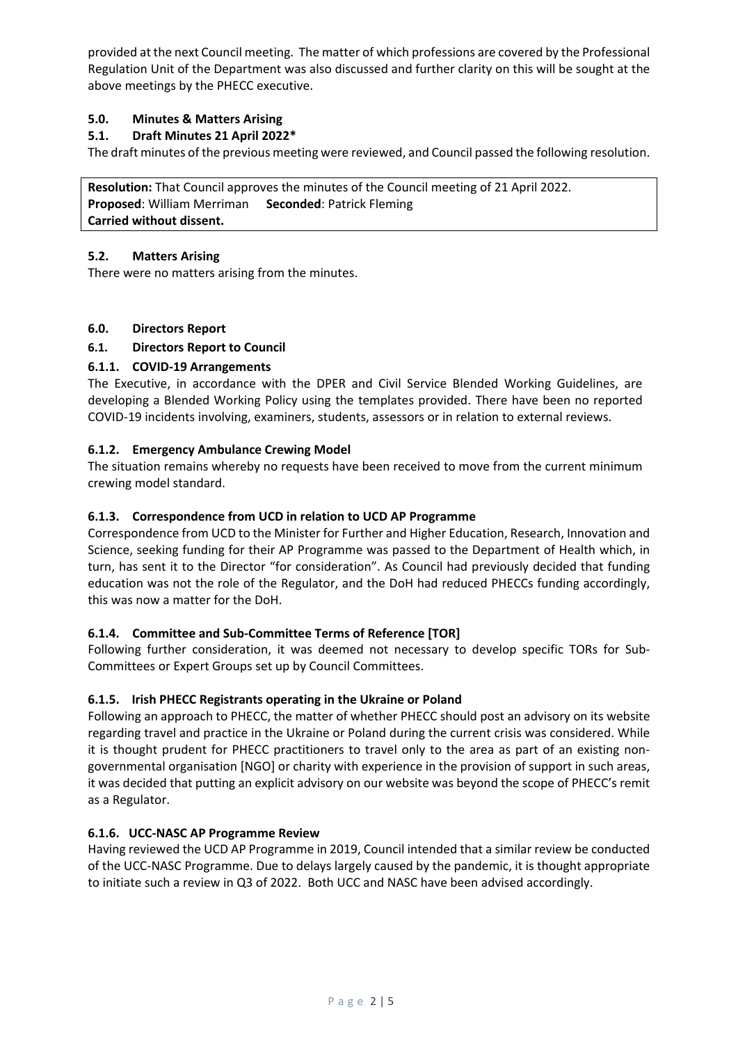provided at the next Council meeting. The matter of which professions are covered by the Professional Regulation Unit of the Department was also discussed and further clarity on this will be sought at the above meetings by the PHECC executive.

## 5.0. Minutes & Matters Arising

### 5.1. Draft Minutes 21 April 2022*

The draft minutes of the previous meeting were reviewed, and Council passed the following resolution.

**Resolution:** That Council approves the minutes of the Council meeting of 21 April 2022.
**Proposed**: William Merriman **Seconded**: Patrick Fleming
**Carried without dissent.**

### 5.2. Matters Arising

There were no matters arising from the minutes.

## 6.0. Directors Report

### 6.1. Directors Report to Council

#### 6.1.1. COVID-19 Arrangements

The Executive, in accordance with the DPER and Civil Service Blended Working Guidelines, are developing a Blended Working Policy using the templates provided. There have been no reported COVID-19 incidents involving, examiners, students, assessors or in relation to external reviews.

#### 6.1.2. Emergency Ambulance Crewing Model

The situation remains whereby no requests have been received to move from the current minimum crewing model standard.

#### 6.1.3. Correspondence from UCD in relation to UCD AP Programme

Correspondence from UCD to the Minister for Further and Higher Education, Research, Innovation and Science, seeking funding for their AP Programme was passed to the Department of Health which, in turn, has sent it to the Director "for consideration". As Council had previously decided that funding education was not the role of the Regulator, and the DoH had reduced PHECCs funding accordingly, this was now a matter for the DoH.

#### 6.1.4. Committee and Sub-Committee Terms of Reference [TOR]

Following further consideration, it was deemed not necessary to develop specific TORs for Sub-Committees or Expert Groups set up by Council Committees.

#### 6.1.5. Irish PHECC Registrants operating in the Ukraine or Poland

Following an approach to PHECC, the matter of whether PHECC should post an advisory on its website regarding travel and practice in the Ukraine or Poland during the current crisis was considered. While it is thought prudent for PHECC practitioners to travel only to the area as part of an existing non-governmental organisation [NGO] or charity with experience in the provision of support in such areas, it was decided that putting an explicit advisory on our website was beyond the scope of PHECC's remit as a Regulator.

#### 6.1.6. UCC-NASC AP Programme Review

Having reviewed the UCD AP Programme in 2019, Council intended that a similar review be conducted of the UCC-NASC Programme. Due to delays largely caused by the pandemic, it is thought appropriate to initiate such a review in Q3 of 2022. Both UCC and NASC have been advised accordingly.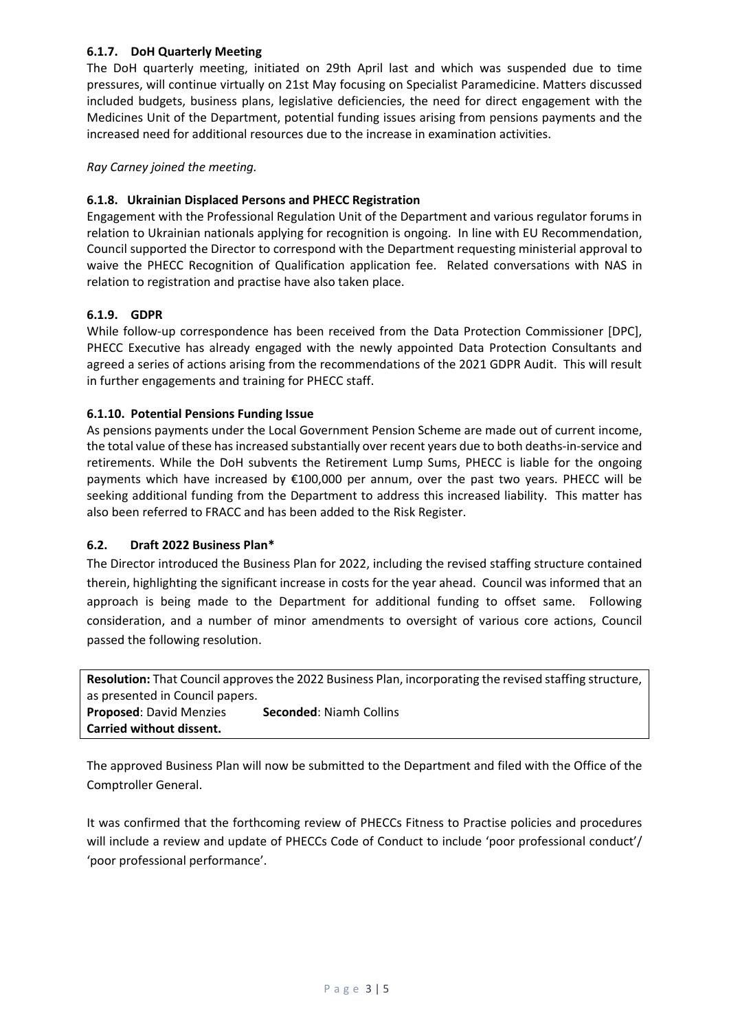### 6.1.7. DoH Quarterly Meeting

The DoH quarterly meeting, initiated on 29th April last and which was suspended due to time pressures, will continue virtually on 21st May focusing on Specialist Paramedicine. Matters discussed included budgets, business plans, legislative deficiencies, the need for direct engagement with the Medicines Unit of the Department, potential funding issues arising from pensions payments and the increased need for additional resources due to the increase in examination activities.

*Ray Carney joined the meeting.*

### 6.1.8. Ukrainian Displaced Persons and PHECC Registration

Engagement with the Professional Regulation Unit of the Department and various regulator forums in relation to Ukrainian nationals applying for recognition is ongoing. In line with EU Recommendation, Council supported the Director to correspond with the Department requesting ministerial approval to waive the PHECC Recognition of Qualification application fee. Related conversations with NAS in relation to registration and practise have also taken place.

### 6.1.9. GDPR

While follow-up correspondence has been received from the Data Protection Commissioner [DPC], PHECC Executive has already engaged with the newly appointed Data Protection Consultants and agreed a series of actions arising from the recommendations of the 2021 GDPR Audit. This will result in further engagements and training for PHECC staff.

### 6.1.10. Potential Pensions Funding Issue

As pensions payments under the Local Government Pension Scheme are made out of current income, the total value of these has increased substantially over recent years due to both deaths-in-service and retirements. While the DoH subvents the Retirement Lump Sums, PHECC is liable for the ongoing payments which have increased by €100,000 per annum, over the past two years. PHECC will be seeking additional funding from the Department to address this increased liability. This matter has also been referred to FRACC and has been added to the Risk Register.

### 6.2. Draft 2022 Business Plan*

The Director introduced the Business Plan for 2022, including the revised staffing structure contained therein, highlighting the significant increase in costs for the year ahead. Council was informed that an approach is being made to the Department for additional funding to offset same. Following consideration, and a number of minor amendments to oversight of various core actions, Council passed the following resolution.

**Resolution:** That Council approves the 2022 Business Plan, incorporating the revised staffing structure, as presented in Council papers.
**Proposed**: David Menzies **Seconded**: Niamh Collins
**Carried without dissent.**

The approved Business Plan will now be submitted to the Department and filed with the Office of the Comptroller General.

It was confirmed that the forthcoming review of PHECCs Fitness to Practise policies and procedures will include a review and update of PHECCs Code of Conduct to include 'poor professional conduct'/ 'poor professional performance'.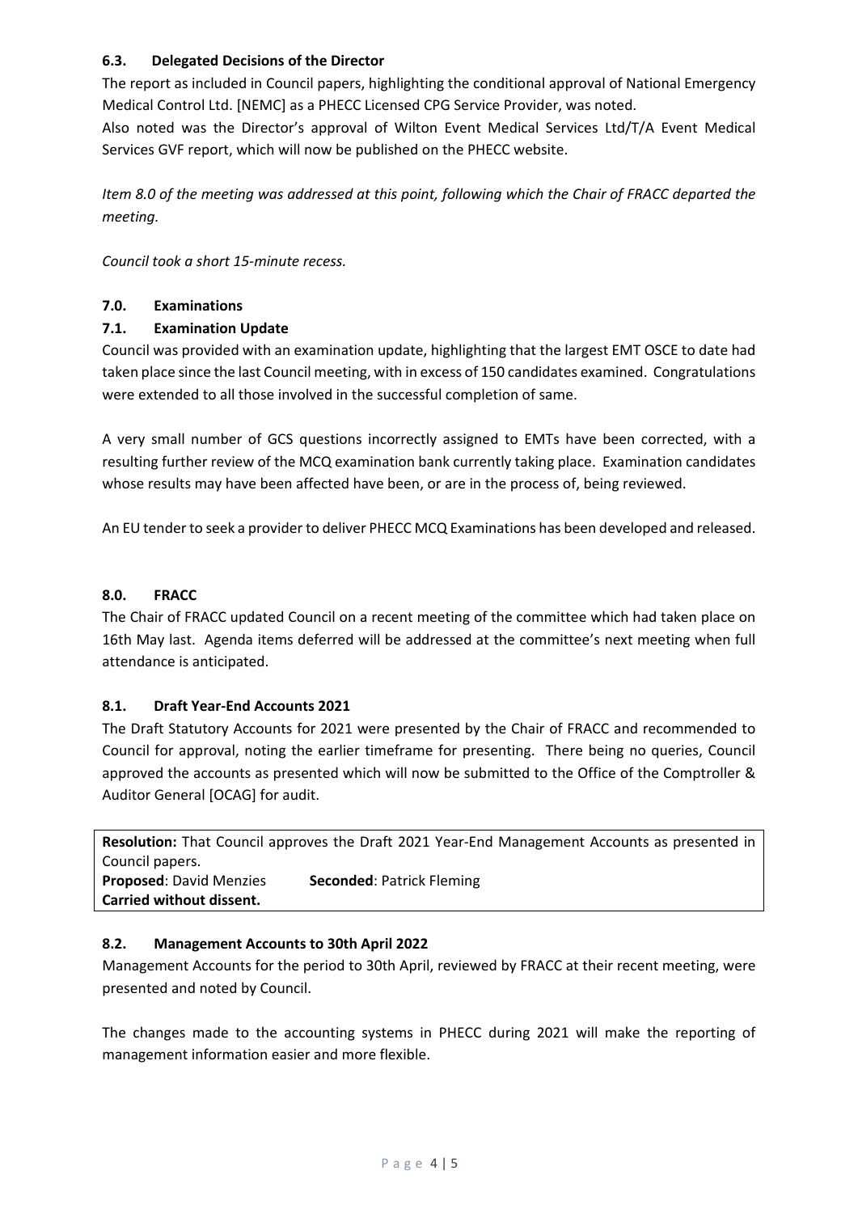### 6.3. Delegated Decisions of the Director

The report as included in Council papers, highlighting the conditional approval of National Emergency Medical Control Ltd. [NEMC] as a PHECC Licensed CPG Service Provider, was noted.

Also noted was the Director's approval of Wilton Event Medical Services Ltd/T/A Event Medical Services GVF report, which will now be published on the PHECC website.

*Item 8.0 of the meeting was addressed at this point, following which the Chair of FRACC departed the meeting.*

*Council took a short 15-minute recess.*

## 7.0. Examinations

### 7.1. Examination Update

Council was provided with an examination update, highlighting that the largest EMT OSCE to date had taken place since the last Council meeting, with in excess of 150 candidates examined. Congratulations were extended to all those involved in the successful completion of same.

A very small number of GCS questions incorrectly assigned to EMTs have been corrected, with a resulting further review of the MCQ examination bank currently taking place. Examination candidates whose results may have been affected have been, or are in the process of, being reviewed.

An EU tender to seek a provider to deliver PHECC MCQ Examinations has been developed and released.

## 8.0. FRACC

The Chair of FRACC updated Council on a recent meeting of the committee which had taken place on 16th May last. Agenda items deferred will be addressed at the committee's next meeting when full attendance is anticipated.

### 8.1. Draft Year-End Accounts 2021

The Draft Statutory Accounts for 2021 were presented by the Chair of FRACC and recommended to Council for approval, noting the earlier timeframe for presenting. There being no queries, Council approved the accounts as presented which will now be submitted to the Office of the Comptroller & Auditor General [OCAG] for audit.

**Resolution:** That Council approves the Draft 2021 Year-End Management Accounts as presented in Council papers.
**Proposed**: David Menzies **Seconded**: Patrick Fleming
**Carried without dissent.**

### 8.2. Management Accounts to 30th April 2022

Management Accounts for the period to 30th April, reviewed by FRACC at their recent meeting, were presented and noted by Council.

The changes made to the accounting systems in PHECC during 2021 will make the reporting of management information easier and more flexible.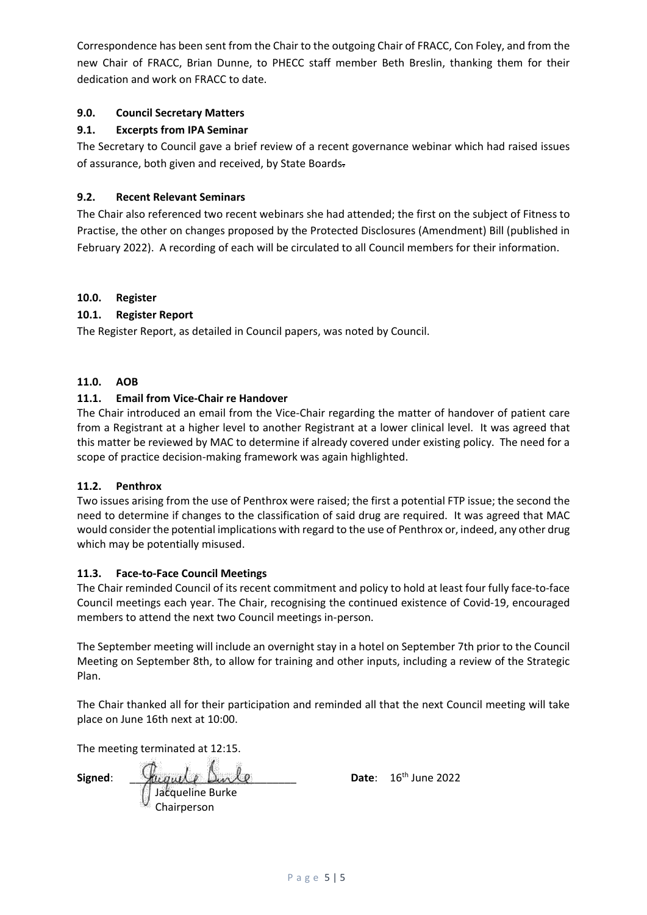Correspondence has been sent from the Chair to the outgoing Chair of FRACC, Con Foley, and from the new Chair of FRACC, Brian Dunne, to PHECC staff member Beth Breslin, thanking them for their dedication and work on FRACC to date.

## 9.0. Council Secretary Matters

### 9.1. Excerpts from IPA Seminar

The Secretary to Council gave a brief review of a recent governance webinar which had raised issues of assurance, both given and received, by State Boards.

### 9.2. Recent Relevant Seminars

The Chair also referenced two recent webinars she had attended; the first on the subject of Fitness to Practise, the other on changes proposed by the Protected Disclosures (Amendment) Bill (published in February 2022). A recording of each will be circulated to all Council members for their information.

## 10.0. Register

### 10.1. Register Report

The Register Report, as detailed in Council papers, was noted by Council.

## 11.0. AOB

### 11.1. Email from Vice-Chair re Handover

The Chair introduced an email from the Vice-Chair regarding the matter of handover of patient care from a Registrant at a higher level to another Registrant at a lower clinical level. It was agreed that this matter be reviewed by MAC to determine if already covered under existing policy. The need for a scope of practice decision-making framework was again highlighted.

### 11.2. Penthrox

Two issues arising from the use of Penthrox were raised; the first a potential FTP issue; the second the need to determine if changes to the classification of said drug are required. It was agreed that MAC would consider the potential implications with regard to the use of Penthrox or, indeed, any other drug which may be potentially misused.

### 11.3. Face-to-Face Council Meetings

The Chair reminded Council of its recent commitment and policy to hold at least four fully face-to-face Council meetings each year. The Chair, recognising the continued existence of Covid-19, encouraged members to attend the next two Council meetings in-person.

The September meeting will include an overnight stay in a hotel on September 7th prior to the Council Meeting on September 8th, to allow for training and other inputs, including a review of the Strategic Plan.

The Chair thanked all for their participation and reminded all that the next Council meeting will take place on June 16th next at 10:00.

The meeting terminated at 12:15.

**Signed**: Jacqueline Burke
Jacqueline Burke
Chairperson

**Date**: 16th June 2022